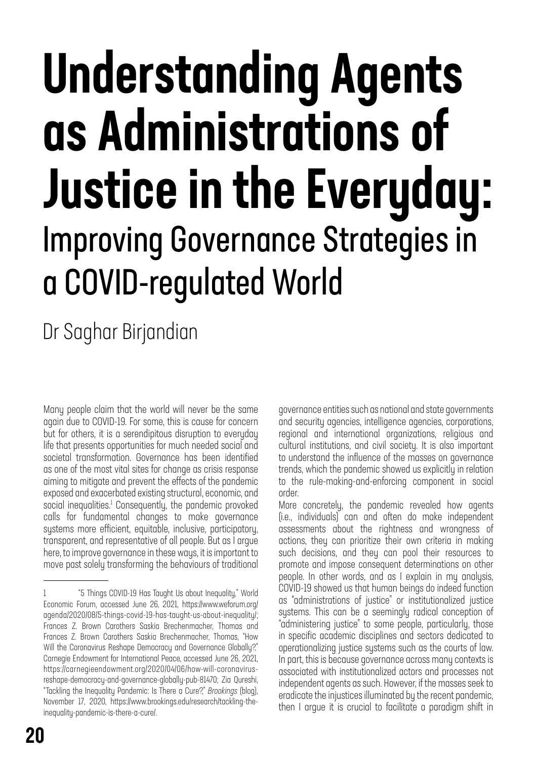# Understanding Agents as Administrations of Justice in the Everyday:

## Improving Governance Strategies in a COVID-regulated World

Dr Saghar Birjandian

Many people claim that the world will never be the same again due to COVID-19. For some, this is cause for concern but for others, it is a serendipitous disruption to everyday life that presents opportunities for much needed social and societal transformation. Governance has been identified as one of the most vital sites for change as crisis response aiming to mitigate and prevent the effects of the pandemic exposed and exacerbated existing structural, economic, and social inequalities.[1] Consequently, the pandemic provoked calls for fundamental changes to make governance systems more efficient, equitable, inclusive, participatory, transparent, and representative of all people. But as I argue here, to improve governance in these ways, it is important to move past solely transforming the behaviours of traditional governance entities such as national and state governments and security agencies, intelligence agencies, corporations, regional and international organizations, religious and cultural institutions, and civil society. It is also important to understand the influence of the masses on governance trends, which the pandemic showed us explicitly in relation to the rule-making-and-enforcing component in social order.

More concretely, the pandemic revealed how agents (i.e., individuals) can and often do make independent assessments about the rightness and wrongness of actions, they can prioritize their own criteria in making such decisions, and they can pool their resources to promote and impose consequent determinations on other people. In other words, and as I explain in my analysis, COVID-19 showed us that human beings do indeed function as "administrations of justice" or institutionalized justice systems. This can be a seemingly radical conception of "administering justice" to some people, particularly, those in specific academic disciplines and sectors dedicated to operationalizing justice systems such as the courts of law. In part, this is because governance across many contexts is associated with institutionalized actors and processes not independent agents as such. However, if the masses seek to eradicate the injustices illuminated by the recent pandemic, then I argue it is crucial to facilitate a paradigm shift in

---

1 "5 Things COVID-19 Has Taught Us about Inequality," World Economic Forum, accessed June 26, 2021, https://www.weforum.org/agenda/2020/08/5-things-covid-19-has-taught-us-about-inequality/; Frances Z. Brown Carothers Saskia Brechenmacher, Thomas and Frances Z. Brown Carothers Saskia Brechenmacher, Thomas, "How Will the Coronavirus Reshape Democracy and Governance Globally?," Carnegie Endowment for International Peace, accessed June 26, 2021, https://carnegieendowment.org/2020/04/06/how-will-coronavirus-reshape-democracy-and-governance-globally-pub-81470; Zia Qureshi, "Tackling the Inequality Pandemic: Is There a Cure?," *Brookings* (blog), November 17, 2020, https://www.brookings.edu/research/tackling-the-inequality-pandemic-is-there-a-cure/.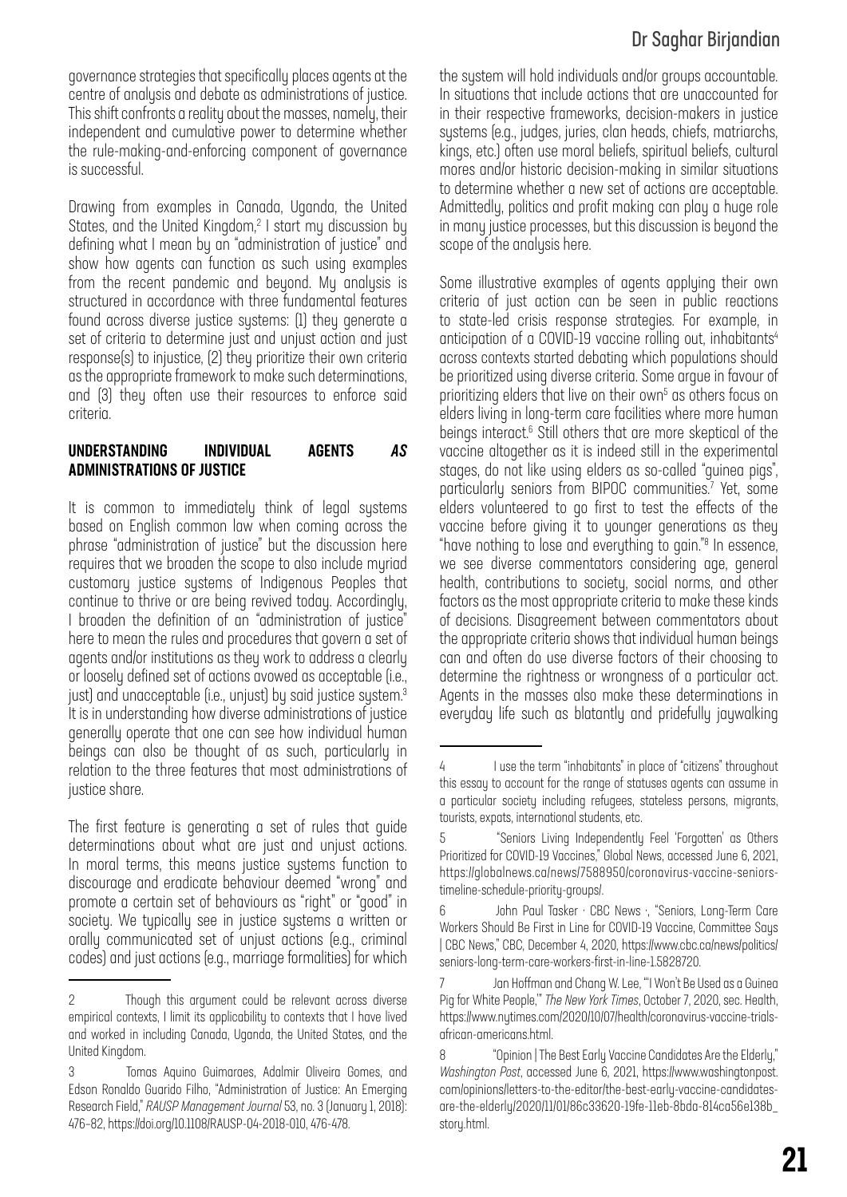governance strategies that specifically places agents at the centre of analysis and debate as administrations of justice. This shift confronts a reality about the masses, namely, their independent and cumulative power to determine whether the rule-making-and-enforcing component of governance is successful.

Drawing from examples in Canada, Uganda, the United States, and the United Kingdom,[2] I start my discussion by defining what I mean by an "administration of justice" and show how agents can function as such using examples from the recent pandemic and beyond. My analysis is structured in accordance with three fundamental features found across diverse justice systems: (1) they generate a set of criteria to determine just and unjust action and just response(s) to injustice, (2) they prioritize their own criteria as the appropriate framework to make such determinations, and (3) they often use their resources to enforce said criteria.

## UNDERSTANDING INDIVIDUAL AGENTS *AS* ADMINISTRATIONS OF JUSTICE

It is common to immediately think of legal systems based on English common law when coming across the phrase "administration of justice" but the discussion here requires that we broaden the scope to also include myriad customary justice systems of Indigenous Peoples that continue to thrive or are being revived today. Accordingly, I broaden the definition of an "administration of justice" here to mean the rules and procedures that govern a set of agents and/or institutions as they work to address a clearly or loosely defined set of actions avowed as acceptable (i.e., just) and unacceptable (i.e., unjust) by said justice system.[3] It is in understanding how diverse administrations of justice generally operate that one can see how individual human beings can also be thought of as such, particularly in relation to the three features that most administrations of justice share.

The first feature is generating a set of rules that guide determinations about what are just and unjust actions. In moral terms, this means justice systems function to discourage and eradicate behaviour deemed "wrong" and promote a certain set of behaviours as "right" or "good" in society. We typically see in justice systems a written or orally communicated set of unjust actions (e.g., criminal codes) and just actions (e.g., marriage formalities) for which the system will hold individuals and/or groups accountable. In situations that include actions that are unaccounted for in their respective frameworks, decision-makers in justice systems (e.g., judges, juries, clan heads, chiefs, matriarchs, kings, etc.) often use moral beliefs, spiritual beliefs, cultural mores and/or historic decision-making in similar situations to determine whether a new set of actions are acceptable. Admittedly, politics and profit making can play a huge role in many justice processes, but this discussion is beyond the scope of the analysis here.

Some illustrative examples of agents applying their own criteria of just action can be seen in public reactions to state-led crisis response strategies. For example, in anticipation of a COVID-19 vaccine rolling out, inhabitants[4] across contexts started debating which populations should be prioritized using diverse criteria. Some argue in favour of prioritizing elders that live on their own[5] as others focus on elders living in long-term care facilities where more human beings interact.[6] Still others that are more skeptical of the vaccine altogether as it is indeed still in the experimental stages, do not like using elders as so-called "guinea pigs", particularly seniors from BIPOC communities.[7] Yet, some elders volunteered to go first to test the effects of the vaccine before giving it to younger generations as they "have nothing to lose and everything to gain."[8] In essence, we see diverse commentators considering age, general health, contributions to society, social norms, and other factors as the most appropriate criteria to make these kinds of decisions. Disagreement between commentators about the appropriate criteria shows that individual human beings can and often do use diverse factors of their choosing to determine the rightness or wrongness of a particular act. Agents in the masses also make these determinations in everyday life such as blatantly and pridefully jaywalking

---

2 Though this argument could be relevant across diverse empirical contexts, I limit its applicability to contexts that I have lived and worked in including Canada, Uganda, the United States, and the United Kingdom.

3 Tomas Aquino Guimaraes, Adalmir Oliveira Gomes, and Edson Ronaldo Guarido Filho, "Administration of Justice: An Emerging Research Field," *RAUSP Management Journal* 53, no. 3 (January 1, 2018): 476–82, https://doi.org/10.1108/RAUSP-04-2018-010, 476-478.

4 I use the term "inhabitants" in place of "citizens" throughout this essay to account for the range of statuses agents can assume in a particular society including refugees, stateless persons, migrants, tourists, expats, international students, etc.

5 "Seniors Living Independently Feel 'Forgotten' as Others Prioritized for COVID-19 Vaccines," Global News, accessed June 6, 2021, https://globalnews.ca/news/7588950/coronavirus-vaccine-seniors-timeline-schedule-priority-groups/.

6 John Paul Tasker · CBC News ·, "Seniors, Long-Term Care Workers Should Be First in Line for COVID-19 Vaccine, Committee Says | CBC News," CBC, December 4, 2020, https://www.cbc.ca/news/politics/seniors-long-term-care-workers-first-in-line-1.5828720.

7 Jan Hoffman and Chang W. Lee, "'I Won't Be Used as a Guinea Pig for White People,'" *The New York Times*, October 7, 2020, sec. Health, https://www.nytimes.com/2020/10/07/health/coronavirus-vaccine-trials-african-americans.html.

8 "Opinion | The Best Early Vaccine Candidates Are the Elderly," *Washington Post*, accessed June 6, 2021, https://www.washingtonpost.com/opinions/letters-to-the-editor/the-best-early-vaccine-candidates-are-the-elderly/2020/11/01/86c33620-19fe-11eb-8bda-814ca56e138b_story.html.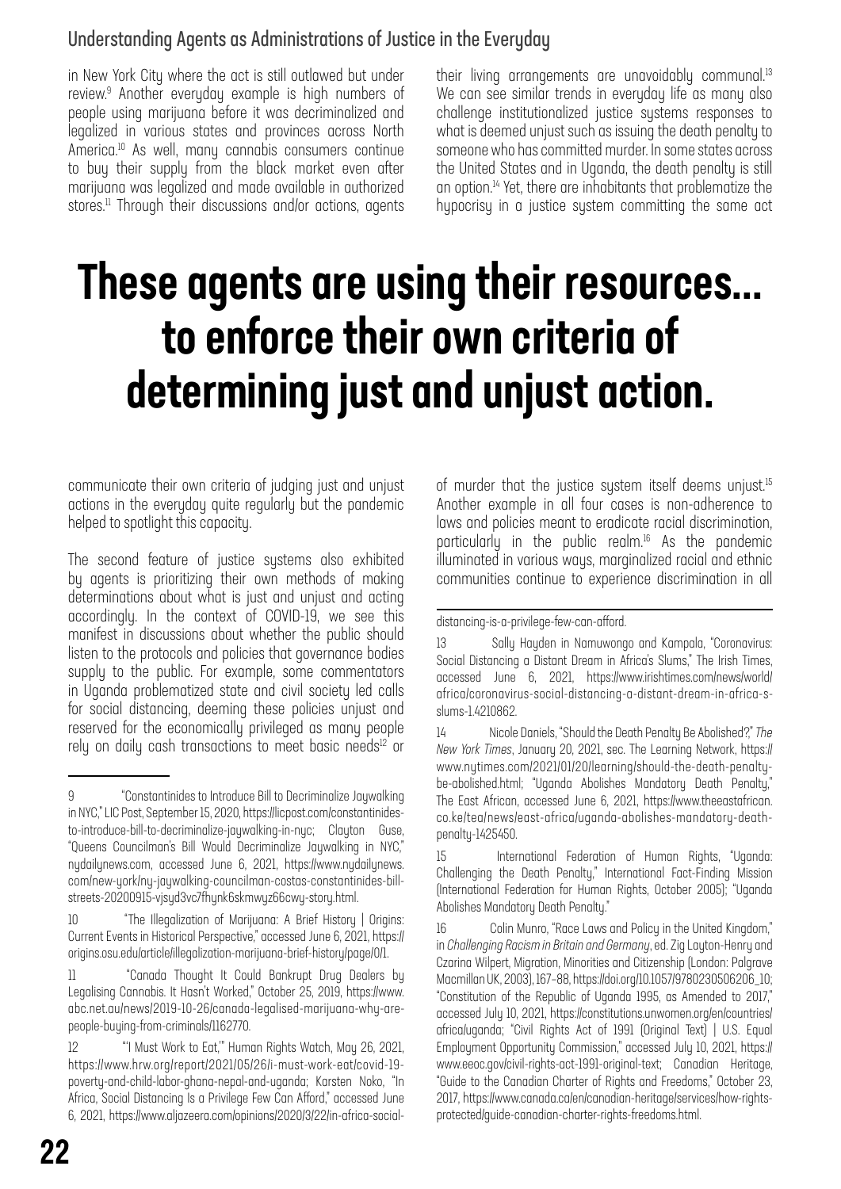in New York City where the act is still outlawed but under review.[9] Another everyday example is high numbers of people using marijuana before it was decriminalized and legalized in various states and provinces across North America.[10] As well, many cannabis consumers continue to buy their supply from the black market even after marijuana was legalized and made available in authorized stores.[11] Through their discussions and/or actions, agents communicate their own criteria of judging just and unjust actions in the everyday quite regularly but the pandemic helped to spotlight this capacity.

The second feature of justice systems also exhibited by agents is prioritizing their own methods of making determinations about what is just and unjust and acting accordingly. In the context of COVID-19, we see this manifest in discussions about whether the public should listen to the protocols and policies that governance bodies supply to the public. For example, some commentators in Uganda problematized state and civil society led calls for social distancing, deeming these policies unjust and reserved for the economically privileged as many people rely on daily cash transactions to meet basic needs[12] or their living arrangements are unavoidably communal.[13] We can see similar trends in everyday life as many also challenge institutionalized justice systems responses to what is deemed unjust such as issuing the death penalty to someone who has committed murder. In some states across the United States and in Uganda, the death penalty is still an option.[14] Yet, there are inhabitants that problematize the hypocrisy in a justice system committing the same act of murder that the justice system itself deems unjust.[15] Another example in all four cases is non-adherence to laws and policies meant to eradicate racial discrimination, particularly in the public realm.[16] As the pandemic illuminated in various ways, marginalized racial and ethnic communities continue to experience discrimination in all

## These agents are using their resources... to enforce their own criteria of determining just and unjust action.

---

9 "Constantinides to Introduce Bill to Decriminalize Jaywalking in NYC," LIC Post, September 15, 2020, https://licpost.com/constantinides-to-introduce-bill-to-decriminalize-jaywalking-in-nyc; Clayton Guse, "Queens Councilman's Bill Would Decriminalize Jaywalking in NYC," nydailynews.com, accessed June 6, 2021, https://www.nydailynews.com/new-york/ny-jaywalking-councilman-costas-constantinides-bill-streets-20200915-vjsyd3vc7fhynk6skmwyz66cwy-story.html.

10 "The Illegalization of Marijuana: A Brief History | Origins: Current Events in Historical Perspective," accessed June 6, 2021, https://origins.osu.edu/article/illegalization-marijuana-brief-history/page/0/1.

11 "Canada Thought It Could Bankrupt Drug Dealers by Legalising Cannabis. It Hasn't Worked," October 25, 2019, https://www.abc.net.au/news/2019-10-26/canada-legalised-marijuana-why-are-people-buying-from-criminals/11162770.

12 "'I Must Work to Eat,'" Human Rights Watch, May 26, 2021, https://www.hrw.org/report/2021/05/26/i-must-work-eat/covid-19-poverty-and-child-labor-ghana-nepal-and-uganda; Karsten Noko, "In Africa, Social Distancing Is a Privilege Few Can Afford," accessed June 6, 2021, https://www.aljazeera.com/opinions/2020/3/22/in-africa-social-distancing-is-a-privilege-few-can-afford.

13 Sally Hayden in Namuwongo and Kampala, "Coronavirus: Social Distancing a Distant Dream in Africa's Slums," The Irish Times, accessed June 6, 2021, https://www.irishtimes.com/news/world/africa/coronavirus-social-distancing-a-distant-dream-in-africa-s-slums-1.4210862.

14 Nicole Daniels, "Should the Death Penalty Be Abolished?," *The New York Times*, January 20, 2021, sec. The Learning Network, https://www.nytimes.com/2021/01/20/learning/should-the-death-penalty-be-abolished.html; "Uganda Abolishes Mandatory Death Penalty," The East African, accessed June 6, 2021, https://www.theeastafrican.co.ke/tea/news/east-africa/uganda-abolishes-mandatory-death-penalty-1425450.

15 International Federation of Human Rights, "Uganda: Challenging the Death Penalty," International Fact-Finding Mission (International Federation for Human Rights, October 2005); "Uganda Abolishes Mandatory Death Penalty."

16 Colin Munro, "Race Laws and Policy in the United Kingdom," in *Challenging Racism in Britain and Germany*, ed. Zig Layton-Henry and Czarina Wilpert, Migration, Minorities and Citizenship (London: Palgrave Macmillan UK, 2003), 167–88, https://doi.org/10.1057/9780230506206_10; "Constitution of the Republic of Uganda 1995, as Amended to 2017," accessed July 10, 2021, https://constitutions.unwomen.org/en/countries/africa/uganda; "Civil Rights Act of 1991 (Original Text) | U.S. Equal Employment Opportunity Commission," accessed July 10, 2021, https://www.eeoc.gov/civil-rights-act-1991-original-text; Canadian Heritage, "Guide to the Canadian Charter of Rights and Freedoms," October 23, 2017, https://www.canada.ca/en/canadian-heritage/services/how-rights-protected/guide-canadian-charter-rights-freedoms.html.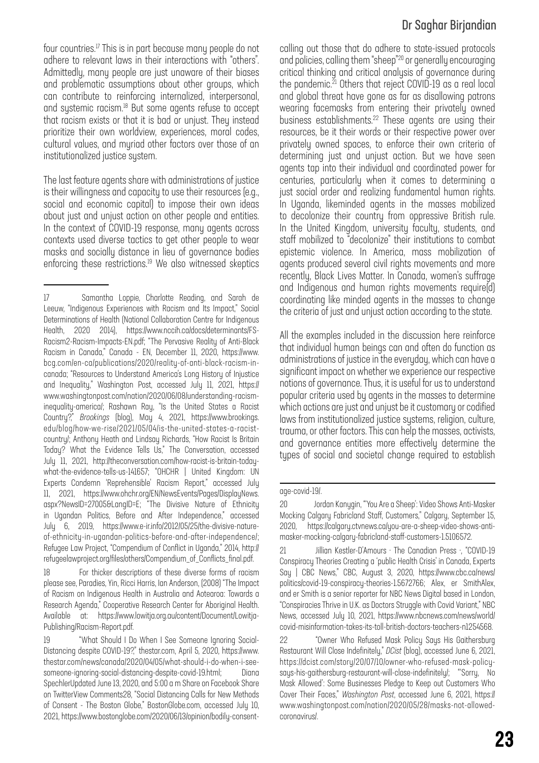four countries.[17] This is in part because many people do not adhere to relevant laws in their interactions with "others". Admittedly, many people are just unaware of their biases and problematic assumptions about other groups, which can contribute to reinforcing internalized, interpersonal, and systemic racism.[18] But some agents refuse to accept that racism exists or that it is bad or unjust. They instead prioritize their own worldview, experiences, moral codes, cultural values, and myriad other factors over those of an institutionalized justice system.

The last feature agents share with administrations of justice is their willingness and capacity to use their resources (e.g., social and economic capital) to impose their own ideas about just and unjust action on other people and entities. In the context of COVID-19 response, many agents across contexts used diverse tactics to get other people to wear masks and socially distance in lieu of governance bodies enforcing these restrictions.[19] We also witnessed skeptics calling out those that do adhere to state-issued protocols and policies, calling them "sheep"[20] or generally encouraging critical thinking and critical analysis of governance during the pandemic.[21] Others that reject COVID-19 as a real local and global threat have gone as far as disallowing patrons wearing facemasks from entering their privately owned business establishments.[22] These agents are using their resources, be it their words or their respective power over privately owned spaces, to enforce their own criteria of determining just and unjust action. But we have seen agents tap into their individual and coordinated power for centuries, particularly when it comes to determining a just social order and realizing fundamental human rights. In Uganda, likeminded agents in the masses mobilized to decolonize their country from oppressive British rule. In the United Kingdom, university faculty, students, and staff mobilized to "decolonize" their institutions to combat epistemic violence. In America, mass mobilization of agents produced several civil rights movements and more recently, Black Lives Matter. In Canada, women's suffrage and Indigenous and human rights movements require(d) coordinating like minded agents in the masses to change the criteria of just and unjust action according to the state.

All the examples included in the discussion here reinforce that individual human beings can and often do function as administrations of justice in the everyday, which can have a significant impact on whether we experience our respective notions of governance. Thus, it is useful for us to understand popular criteria used by agents in the masses to determine which actions are just and unjust be it customary or codified laws from institutionalized justice systems, religion, culture, trauma, or other factors. This can help the masses, activists, and governance entities more effectively determine the types of social and societal change required to establish

---

17 Samantha Loppie, Charlotte Reading, and Sarah de Leeuw, "Indigenous Experiences with Racism and Its Impact," Social Determinations of Health (National Collaboration Centre for Indigenous Health, 2020 2014), https://www.nccih.ca/docs/determinants/FS-Racism2-Racism-Impacts-EN.pdf; "The Pervasive Reality of Anti-Black Racism in Canada," Canada - EN, December 11, 2020, https://www.bcg.com/en-ca/publications/2020/reality-of-anti-black-racism-in-canada; "Resources to Understand America's Long History of Injustice and Inequality," Washington Post, accessed July 11, 2021, https://www.washingtonpost.com/nation/2020/06/08/understanding-racism-inequality-america/; Rashawn Ray, "Is the United States a Racist Country?," *Brookings* (blog), May 4, 2021, https://www.brookings.edu/blog/how-we-rise/2021/05/04/is-the-united-states-a-racist-country/; Anthony Heath and Lindsay Richards, "How Racist Is Britain Today? What the Evidence Tells Us," The Conversation, accessed July 11, 2021, http://theconversation.com/how-racist-is-britain-today-what-the-evidence-tells-us-141657; "OHCHR | United Kingdom: UN Experts Condemn 'Reprehensible' Racism Report," accessed July 11, 2021, https://www.ohchr.org/EN/NewsEvents/Pages/DisplayNews.aspx?NewsID=27005&LangID=E; "The Divisive Nature of Ethnicity in Ugandan Politics, Before and After Independence," accessed July 6, 2019, https://www.e-ir.info/2012/05/25/the-divisive-nature-of-ethnicity-in-ugandan-politics-before-and-after-independence/; Refugee Law Project, "Compendium of Conflict in Uganda," 2014, http://refugeelawproject.org/files/others/Compendium_of_Conflicts_final.pdf.

18 For thicker descriptions of these diverse forms of racism please see, Paradies, Yin, Ricci Harris, Ian Anderson, (2008) "The Impact of Racism on Indigenous Health in Australia and Aotearoa: Towards a Research Agenda," Cooperative Research Center for Aboriginal Health. Available at: https://www.lowitja.org.au/content/Document/Lowitja-Publishing/Racism-Report.pdf.

19 "What Should I Do When I See Someone Ignoring Social-Distancing despite COVID-19?," thestar.com, April 5, 2020, https://www.thestar.com/news/canada/2020/04/05/what-should-i-do-when-i-see-someone-ignoring-social-distancing-despite-covid-19.html; Diana SpechlerUpdated June 13, 2020, and 5:00 a m Share on Facebook Share on TwitterView Comments28, "Social Distancing Calls for New Methods of Consent - The Boston Globe," BostonGlobe.com, accessed July 10, 2021, https://www.bostonglobe.com/2020/06/13/opinion/bodily-consent-age-covid-19/.

20 Jordan Kanygin, "'You Are a Sheep': Video Shows Anti-Masker Mocking Calgary Fabricland Staff, Customers," Calgary, September 15, 2020, https://calgary.ctvnews.ca/you-are-a-sheep-video-shows-anti-masker-mocking-calgary-fabricland-staff-customers-1.5106572.

21 Jillian Kestler-D'Amours · The Canadian Press ·, "COVID-19 Conspiracy Theories Creating a 'public Health Crisis' in Canada, Experts Say | CBC News," CBC, August 3, 2020, https://www.cbc.ca/news/politics/covid-19-conspiracy-theories-1.5672766; Alex, er SmithAlex, and er Smith is a senior reporter for NBC News Digital based in London, "Conspiracies Thrive in U.K. as Doctors Struggle with Covid Variant," NBC News, accessed July 10, 2021, https://www.nbcnews.com/news/world/covid-misinformation-takes-its-toll-british-doctors-teachers-n1254568.

22 "Owner Who Refused Mask Policy Says His Gaithersburg Restaurant Will Close Indefinitely," *DCist* (blog), accessed June 6, 2021, https://dcist.com/story/20/07/10/owner-who-refused-mask-policy-says-his-gaithersburg-restaurant-will-close-indefinitely/; "'Sorry, No Mask Allowed': Some Businesses Pledge to Keep out Customers Who Cover Their Faces," *Washington Post*, accessed June 6, 2021, https://www.washingtonpost.com/nation/2020/05/28/masks-not-allowed-coronavirus/.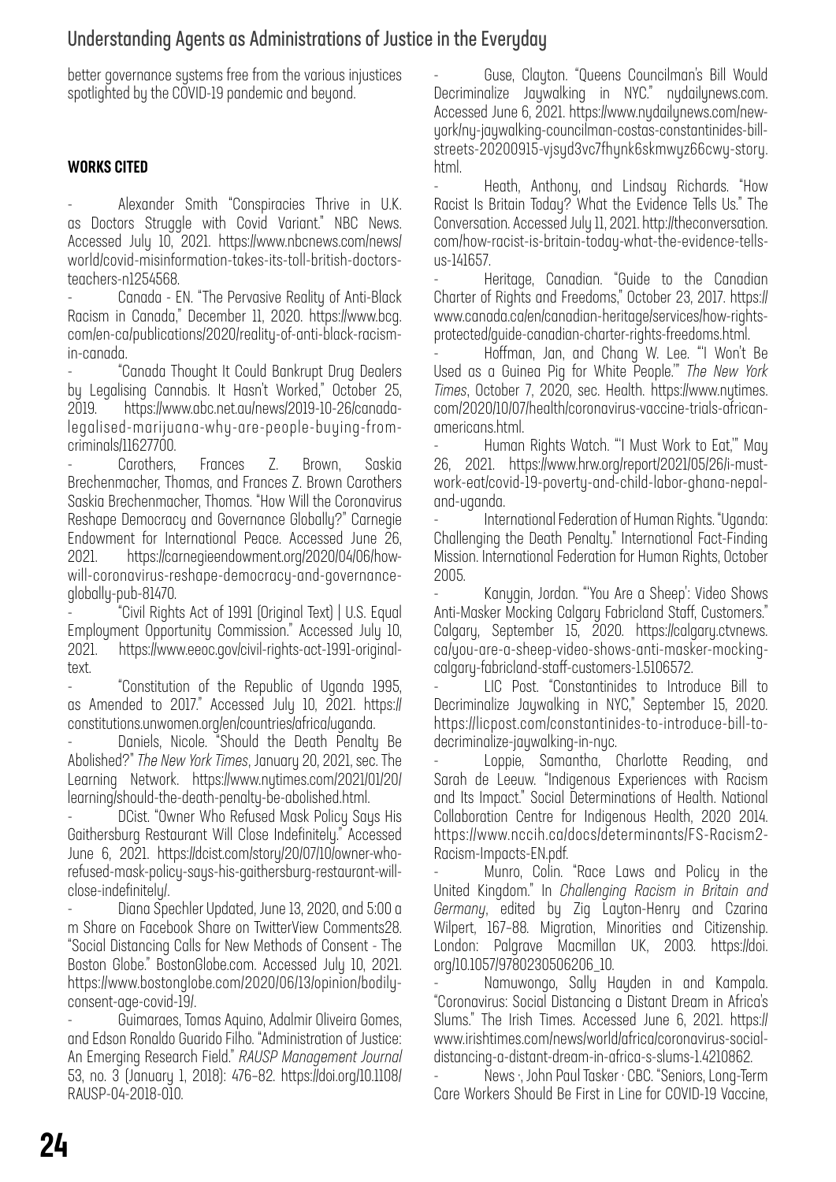better governance systems free from the various injustices spotlighted by the COVID-19 pandemic and beyond.

#### WORKS CITED

- Alexander Smith "Conspiracies Thrive in U.K. as Doctors Struggle with Covid Variant." NBC News. Accessed July 10, 2021. https://www.nbcnews.com/news/world/covid-misinformation-takes-its-toll-british-doctors-teachers-n1254568.
- Canada - EN. "The Pervasive Reality of Anti-Black Racism in Canada," December 11, 2020. https://www.bcg.com/en-ca/publications/2020/reality-of-anti-black-racism-in-canada.
- "Canada Thought It Could Bankrupt Drug Dealers by Legalising Cannabis. It Hasn't Worked," October 25, 2019. https://www.abc.net.au/news/2019-10-26/canada-legalised-marijuana-why-are-people-buying-from-criminals/11627700.
- Carothers, Frances Z. Brown, Saskia Brechenmacher, Thomas, and Frances Z. Brown Carothers Saskia Brechenmacher, Thomas. "How Will the Coronavirus Reshape Democracy and Governance Globally?" Carnegie Endowment for International Peace. Accessed June 26, 2021. https://carnegieendowment.org/2020/04/06/how-will-coronavirus-reshape-democracy-and-governance-globally-pub-81470.
- "Civil Rights Act of 1991 (Original Text) | U.S. Equal Employment Opportunity Commission." Accessed July 10, 2021. https://www.eeoc.gov/civil-rights-act-1991-original-text.
- "Constitution of the Republic of Uganda 1995, as Amended to 2017." Accessed July 10, 2021. https://constitutions.unwomen.org/en/countries/africa/uganda.
- Daniels, Nicole. "Should the Death Penalty Be Abolished?" *The New York Times*, January 20, 2021, sec. The Learning Network. https://www.nytimes.com/2021/01/20/learning/should-the-death-penalty-be-abolished.html.
- DCist. "Owner Who Refused Mask Policy Says His Gaithersburg Restaurant Will Close Indefinitely." Accessed June 6, 2021. https://dcist.com/story/20/07/10/owner-who-refused-mask-policy-says-his-gaithersburg-restaurant-will-close-indefinitely/.
- Diana Spechler Updated, June 13, 2020, and 5:00 a m Share on Facebook Share on TwitterView Comments28. "Social Distancing Calls for New Methods of Consent - The Boston Globe." BostonGlobe.com. Accessed July 10, 2021. https://www.bostonglobe.com/2020/06/13/opinion/bodily-consent-age-covid-19/.
- Guimaraes, Tomas Aquino, Adalmir Oliveira Gomes, and Edson Ronaldo Guarido Filho. "Administration of Justice: An Emerging Research Field." *RAUSP Management Journal* 53, no. 3 (January 1, 2018): 476–82. https://doi.org/10.1108/RAUSP-04-2018-010.
- Guse, Clayton. "Queens Councilman's Bill Would Decriminalize Jaywalking in NYC." nydailynews.com. Accessed June 6, 2021. https://www.nydailynews.com/new-york/ny-jaywalking-councilman-costas-constantinides-bill-streets-20200915-vjsyd3vc7fhynk6skmwyz66cwy-story.html.
- Heath, Anthony, and Lindsay Richards. "How Racist Is Britain Today? What the Evidence Tells Us." The Conversation. Accessed July 11, 2021. http://theconversation.com/how-racist-is-britain-today-what-the-evidence-tells-us-141657.
- Heritage, Canadian. "Guide to the Canadian Charter of Rights and Freedoms," October 23, 2017. https://www.canada.ca/en/canadian-heritage/services/how-rights-protected/guide-canadian-charter-rights-freedoms.html.
- Hoffman, Jan, and Chang W. Lee. "'I Won't Be Used as a Guinea Pig for White People.'" *The New York Times*, October 7, 2020, sec. Health. https://www.nytimes.com/2020/10/07/health/coronavirus-vaccine-trials-african-americans.html.
- Human Rights Watch. "'I Must Work to Eat,'" May 26, 2021. https://www.hrw.org/report/2021/05/26/i-must-work-eat/covid-19-poverty-and-child-labor-ghana-nepal-and-uganda.
- International Federation of Human Rights. "Uganda: Challenging the Death Penalty." International Fact-Finding Mission. International Federation for Human Rights, October 2005.
- Kanygin, Jordan. "'You Are a Sheep': Video Shows Anti-Masker Mocking Calgary Fabricland Staff, Customers." Calgary, September 15, 2020. https://calgary.ctvnews.ca/you-are-a-sheep-video-shows-anti-masker-mocking-calgary-fabricland-staff-customers-1.5106572.
- LIC Post. "Constantinides to Introduce Bill to Decriminalize Jaywalking in NYC," September 15, 2020. https://licpost.com/constantinides-to-introduce-bill-to-decriminalize-jaywalking-in-nyc.
- Loppie, Samantha, Charlotte Reading, and Sarah de Leeuw. "Indigenous Experiences with Racism and Its Impact." Social Determinations of Health. National Collaboration Centre for Indigenous Health, 2020 2014. https://www.nccih.ca/docs/determinants/FS-Racism2-Racism-Impacts-EN.pdf.
- Munro, Colin. "Race Laws and Policy in the United Kingdom." In *Challenging Racism in Britain and Germany*, edited by Zig Layton-Henry and Czarina Wilpert, 167–88. Migration, Minorities and Citizenship. London: Palgrave Macmillan UK, 2003. https://doi.org/10.1057/9780230506206_10.
- Namuwongo, Sally Hayden in and Kampala. "Coronavirus: Social Distancing a Distant Dream in Africa's Slums." The Irish Times. Accessed June 6, 2021. https://www.irishtimes.com/news/world/africa/coronavirus-social-distancing-a-distant-dream-in-africa-s-slums-1.4210862.
- News ·, John Paul Tasker · CBC. "Seniors, Long-Term Care Workers Should Be First in Line for COVID-19 Vaccine,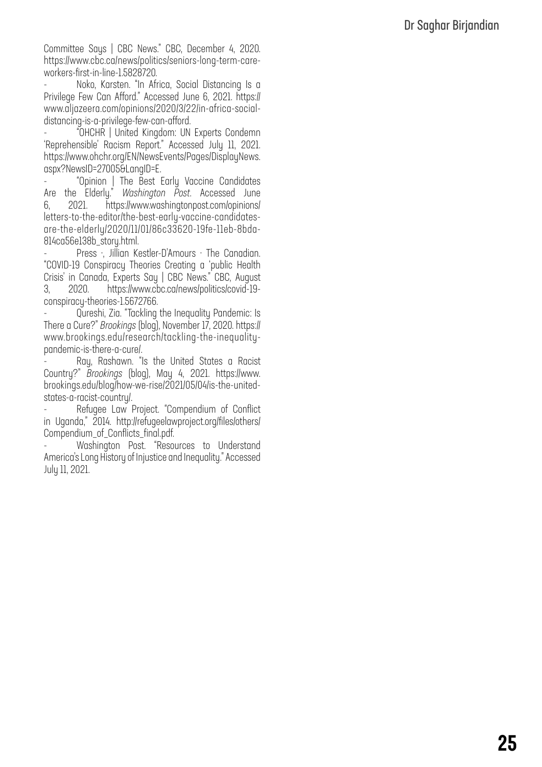Committee Says | CBC News." CBC, December 4, 2020. https://www.cbc.ca/news/politics/seniors-long-term-care-workers-first-in-line-1.5828720.

- Noko, Karsten. "In Africa, Social Distancing Is a Privilege Few Can Afford." Accessed June 6, 2021. https://www.aljazeera.com/opinions/2020/3/22/in-africa-social-distancing-is-a-privilege-few-can-afford.
- "OHCHR | United Kingdom: UN Experts Condemn 'Reprehensible' Racism Report." Accessed July 11, 2021. https://www.ohchr.org/EN/NewsEvents/Pages/DisplayNews.aspx?NewsID=27005&LangID=E.
- "Opinion | The Best Early Vaccine Candidates Are the Elderly." *Washington Post*. Accessed June 6, 2021. https://www.washingtonpost.com/opinions/letters-to-the-editor/the-best-early-vaccine-candidates-are-the-elderly/2020/11/01/86c33620-19fe-11eb-8bda-814ca56e138b_story.html.
- Press ·, Jillian Kestler-D'Amours · The Canadian. "COVID-19 Conspiracy Theories Creating a 'public Health Crisis' in Canada, Experts Say | CBC News." CBC, August 3, 2020. https://www.cbc.ca/news/politics/covid-19-conspiracy-theories-1.5672766.
- Qureshi, Zia. "Tackling the Inequality Pandemic: Is There a Cure?" *Brookings* (blog), November 17, 2020. https://www.brookings.edu/research/tackling-the-inequality-pandemic-is-there-a-cure/.
- Ray, Rashawn. "Is the United States a Racist Country?" *Brookings* (blog), May 4, 2021. https://www.brookings.edu/blog/how-we-rise/2021/05/04/is-the-united-states-a-racist-country/.
- Refugee Law Project. "Compendium of Conflict in Uganda," 2014. http://refugeelawproject.org/files/others/Compendium_of_Conflicts_final.pdf.
- Washington Post. "Resources to Understand America's Long History of Injustice and Inequality." Accessed July 11, 2021.